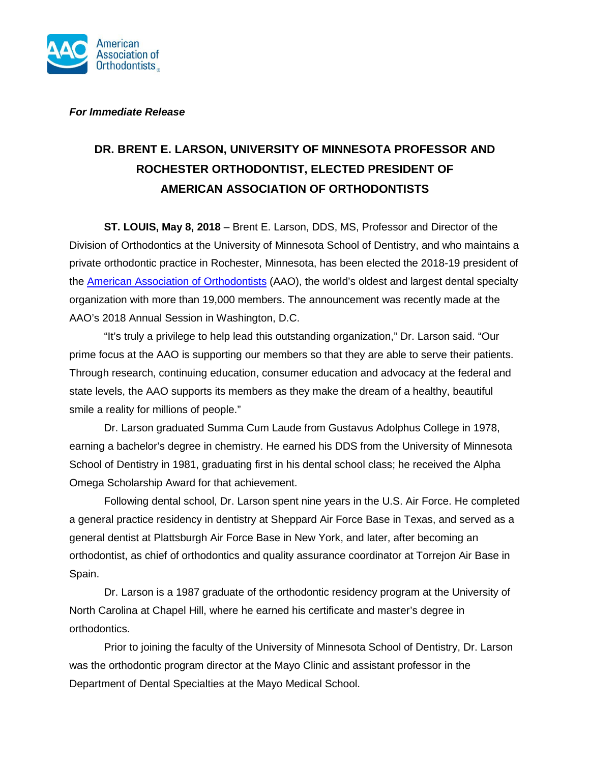American Association of Orthodontists

***For Immediate Release***

# DR. BRENT E. LARSON, UNIVERSITY OF MINNESOTA PROFESSOR AND ROCHESTER ORTHODONTIST, ELECTED PRESIDENT OF AMERICAN ASSOCIATION OF ORTHODONTISTS

**ST. LOUIS, May 8, 2018** – Brent E. Larson, DDS, MS, Professor and Director of the Division of Orthodontics at the University of Minnesota School of Dentistry, and who maintains a private orthodontic practice in Rochester, Minnesota, has been elected the 2018-19 president of the American Association of Orthodontists (AAO), the world's oldest and largest dental specialty organization with more than 19,000 members. The announcement was recently made at the AAO's 2018 Annual Session in Washington, D.C.

"It's truly a privilege to help lead this outstanding organization," Dr. Larson said. "Our prime focus at the AAO is supporting our members so that they are able to serve their patients. Through research, continuing education, consumer education and advocacy at the federal and state levels, the AAO supports its members as they make the dream of a healthy, beautiful smile a reality for millions of people."

Dr. Larson graduated Summa Cum Laude from Gustavus Adolphus College in 1978, earning a bachelor's degree in chemistry. He earned his DDS from the University of Minnesota School of Dentistry in 1981, graduating first in his dental school class; he received the Alpha Omega Scholarship Award for that achievement.

Following dental school, Dr. Larson spent nine years in the U.S. Air Force. He completed a general practice residency in dentistry at Sheppard Air Force Base in Texas, and served as a general dentist at Plattsburgh Air Force Base in New York, and later, after becoming an orthodontist, as chief of orthodontics and quality assurance coordinator at Torrejon Air Base in Spain.

Dr. Larson is a 1987 graduate of the orthodontic residency program at the University of North Carolina at Chapel Hill, where he earned his certificate and master's degree in orthodontics.

Prior to joining the faculty of the University of Minnesota School of Dentistry, Dr. Larson was the orthodontic program director at the Mayo Clinic and assistant professor in the Department of Dental Specialties at the Mayo Medical School.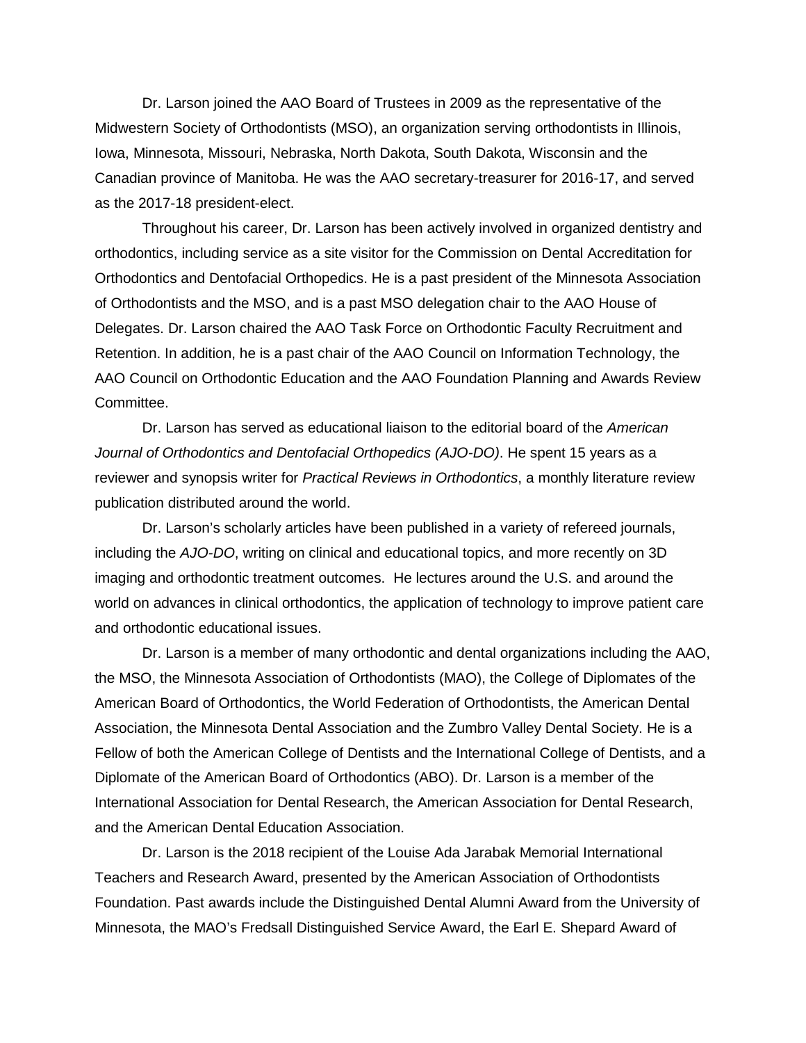Dr. Larson joined the AAO Board of Trustees in 2009 as the representative of the Midwestern Society of Orthodontists (MSO), an organization serving orthodontists in Illinois, Iowa, Minnesota, Missouri, Nebraska, North Dakota, South Dakota, Wisconsin and the Canadian province of Manitoba. He was the AAO secretary-treasurer for 2016-17, and served as the 2017-18 president-elect.

Throughout his career, Dr. Larson has been actively involved in organized dentistry and orthodontics, including service as a site visitor for the Commission on Dental Accreditation for Orthodontics and Dentofacial Orthopedics. He is a past president of the Minnesota Association of Orthodontists and the MSO, and is a past MSO delegation chair to the AAO House of Delegates. Dr. Larson chaired the AAO Task Force on Orthodontic Faculty Recruitment and Retention. In addition, he is a past chair of the AAO Council on Information Technology, the AAO Council on Orthodontic Education and the AAO Foundation Planning and Awards Review Committee.

Dr. Larson has served as educational liaison to the editorial board of the *American Journal of Orthodontics and Dentofacial Orthopedics (AJO-DO)*. He spent 15 years as a reviewer and synopsis writer for *Practical Reviews in Orthodontics*, a monthly literature review publication distributed around the world.

Dr. Larson's scholarly articles have been published in a variety of refereed journals, including the *AJO-DO*, writing on clinical and educational topics, and more recently on 3D imaging and orthodontic treatment outcomes. He lectures around the U.S. and around the world on advances in clinical orthodontics, the application of technology to improve patient care and orthodontic educational issues.

Dr. Larson is a member of many orthodontic and dental organizations including the AAO, the MSO, the Minnesota Association of Orthodontists (MAO), the College of Diplomates of the American Board of Orthodontics, the World Federation of Orthodontists, the American Dental Association, the Minnesota Dental Association and the Zumbro Valley Dental Society. He is a Fellow of both the American College of Dentists and the International College of Dentists, and a Diplomate of the American Board of Orthodontics (ABO). Dr. Larson is a member of the International Association for Dental Research, the American Association for Dental Research, and the American Dental Education Association.

Dr. Larson is the 2018 recipient of the Louise Ada Jarabak Memorial International Teachers and Research Award, presented by the American Association of Orthodontists Foundation. Past awards include the Distinguished Dental Alumni Award from the University of Minnesota, the MAO's Fredsall Distinguished Service Award, the Earl E. Shepard Award of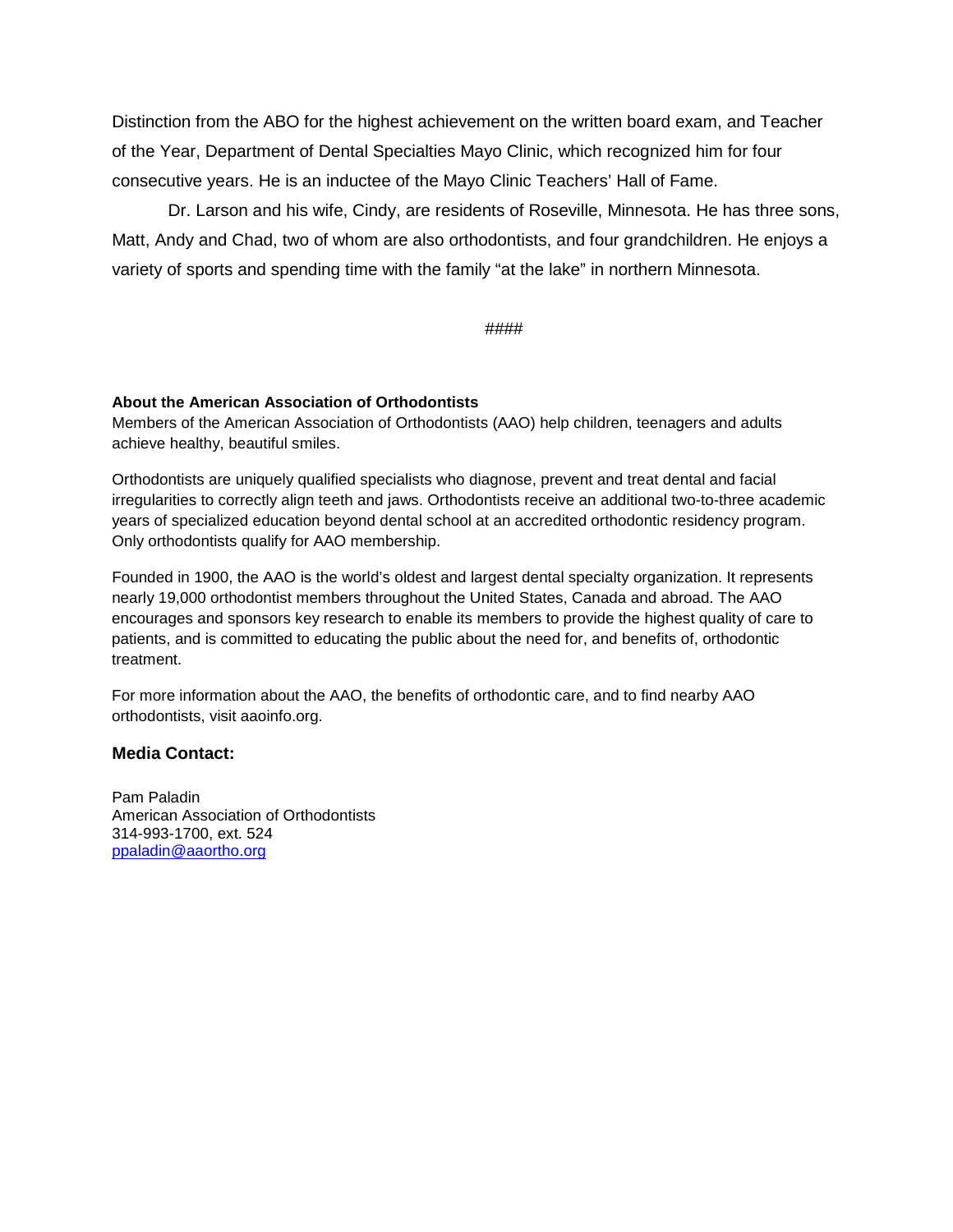Distinction from the ABO for the highest achievement on the written board exam, and Teacher of the Year, Department of Dental Specialties Mayo Clinic, which recognized him for four consecutive years. He is an inductee of the Mayo Clinic Teachers' Hall of Fame.

Dr. Larson and his wife, Cindy, are residents of Roseville, Minnesota. He has three sons, Matt, Andy and Chad, two of whom are also orthodontists, and four grandchildren. He enjoys a variety of sports and spending time with the family "at the lake" in northern Minnesota.

####

**About the American Association of Orthodontists**

Members of the American Association of Orthodontists (AAO) help children, teenagers and adults achieve healthy, beautiful smiles.

Orthodontists are uniquely qualified specialists who diagnose, prevent and treat dental and facial irregularities to correctly align teeth and jaws. Orthodontists receive an additional two-to-three academic years of specialized education beyond dental school at an accredited orthodontic residency program. Only orthodontists qualify for AAO membership.

Founded in 1900, the AAO is the world's oldest and largest dental specialty organization. It represents nearly 19,000 orthodontist members throughout the United States, Canada and abroad. The AAO encourages and sponsors key research to enable its members to provide the highest quality of care to patients, and is committed to educating the public about the need for, and benefits of, orthodontic treatment.

For more information about the AAO, the benefits of orthodontic care, and to find nearby AAO orthodontists, visit aaoinfo.org.

### Media Contact:

Pam Paladin
American Association of Orthodontists
314-993-1700, ext. 524
ppaladin@aaortho.org